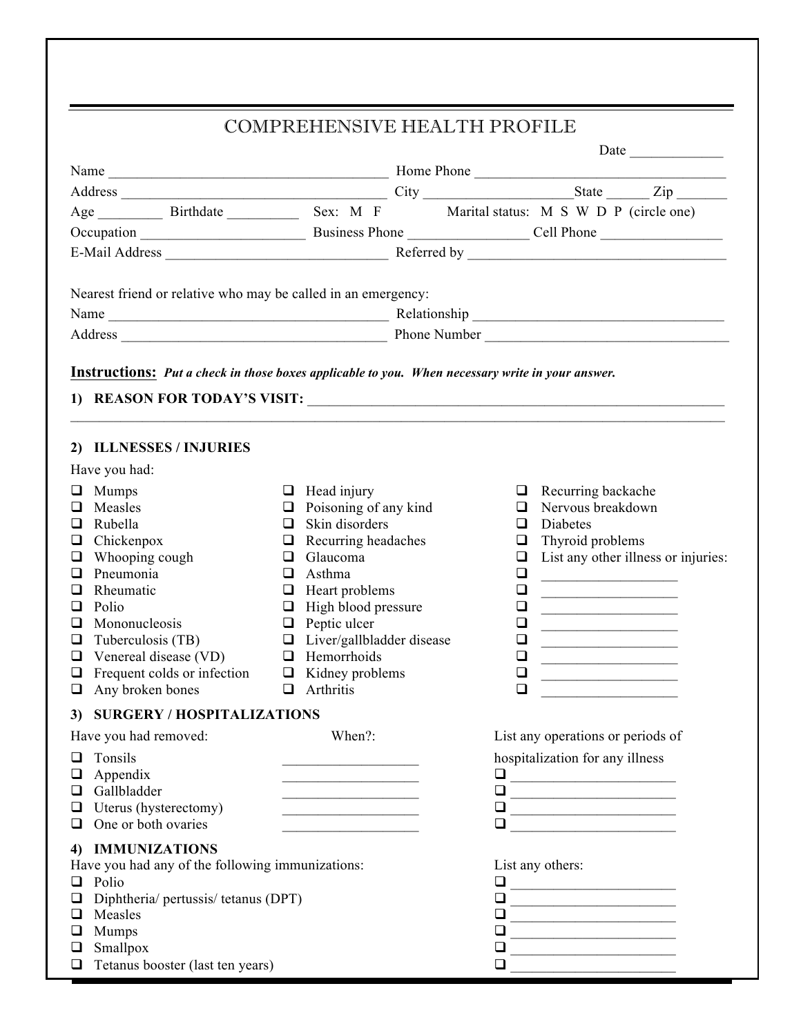# COMPREHENSIVE HEALTH PROFILE

Date _____________

Name _______________________________________ Home Phone _________________________________

Address _____________________________________ City ____________________State ______ Zip _______

Age _________ Birthdate __________ Sex: M F Marital status: M S W D P (circle one)

Occupation ______________________ Business Phone ________________ Cell Phone ________________

E-Mail Address _______________________________ Referred by ___________________________________

Nearest friend or relative who may be called in an emergency:

Name _______________________________________ Relationship __________________________________

Address _____________________________________ Phone Number __________________________________

**Instructions:** ***Put a check in those boxes applicable to you. When necessary write in your answer.***

**1) REASON FOR TODAY'S VISIT:** ____________________________________________________________

_____________________________________________________________________________________

**2) ILLNESSES / INJURIES**

Have you had:

- ☐ Mumps
- ☐ Measles
- ☐ Rubella
- ☐ Chickenpox
- ☐ Whooping cough
- ☐ Pneumonia
- ☐ Rheumatic
- ☐ Polio
- ☐ Mononucleosis
- ☐ Tuberculosis (TB)
- ☐ Venereal disease (VD)
- ☐ Frequent colds or infection
- ☐ Any broken bones
- ☐ Head injury
- ☐ Poisoning of any kind
- ☐ Skin disorders
- ☐ Recurring headaches
- ☐ Glaucoma
- ☐ Asthma
- ☐ Heart problems
- ☐ High blood pressure
- ☐ Peptic ulcer
- ☐ Liver/gallbladder disease
- ☐ Hemorrhoids
- ☐ Kidney problems
- ☐ Arthritis
- ☐ Recurring backache
- ☐ Nervous breakdown
- ☐ Diabetes
- ☐ Thyroid problems
- ☐ List any other illness or injuries:
- ☐ ___________________
- ☐ ___________________
- ☐ ___________________
- ☐ ___________________
- ☐ ___________________
- ☐ ___________________
- ☐ ___________________
- ☐ ___________________

**3) SURGERY / HOSPITALIZATIONS**

| Have you had removed: | When?: |
|---|---|
| ☐ Tonsils | ___________________ |
| ☐ Appendix | ___________________ |
| ☐ Gallbladder | ___________________ |
| ☐ Uterus (hysterectomy) | ___________________ |
| ☐ One or both ovaries | ___________________ |

List any operations or periods of hospitalization for any illness

- ☐ _______________________
- ☐ _______________________
- ☐ _______________________
- ☐ _______________________

**4) IMMUNIZATIONS**

Have you had any of the following immunizations:

- ☐ Polio
- ☐ Diphtheria/ pertussis/ tetanus (DPT)
- ☐ Measles
- ☐ Mumps
- ☐ Smallpox
- ☐ Tetanus booster (last ten years)

List any others:

- ☐ _______________________
- ☐ _______________________
- ☐ _______________________
- ☐ _______________________
- ☐ _______________________
- ☐ _______________________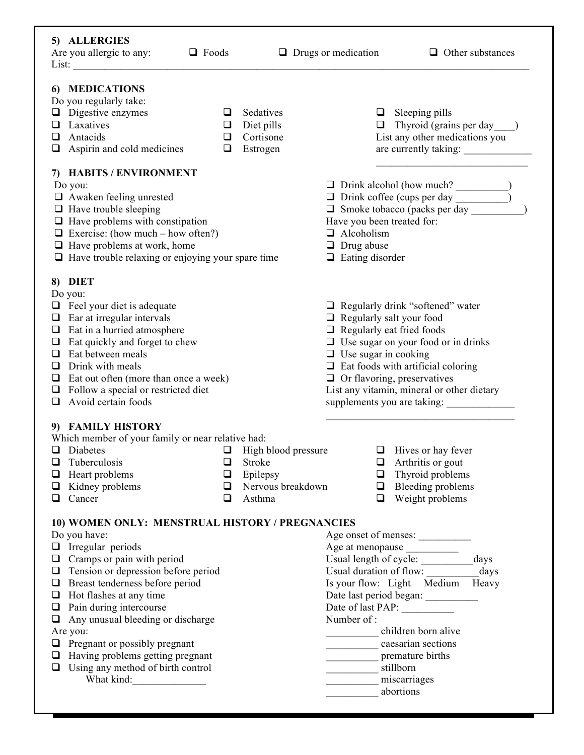## 5) ALLERGIES

Are you allergic to any: ❑ Foods ❑ Drugs or medication ❑ Other substances

List: ______________________________________________________________________

## 6) MEDICATIONS

Do you regularly take:

- ❑ Digestive enzymes
- ❑ Laxatives
- ❑ Antacids
- ❑ Aspirin and cold medicines
- ❑ Sedatives
- ❑ Diet pills
- ❑ Cortisone
- ❑ Estrogen
- ❑ Sleeping pills
- ❑ Thyroid (grains per day____)

List any other medications you are currently taking: _____________
______________________________

## 7) HABITS / ENVIRONMENT

Do you:

- ❑ Awaken feeling unrested
- ❑ Have trouble sleeping
- ❑ Have problems with constipation
- ❑ Exercise: (how much – how often?)
- ❑ Have problems at work, home
- ❑ Have trouble relaxing or enjoying your spare time
- ❑ Drink alcohol (how much? __________)
- ❑ Drink coffee (cups per day __________)
- ❑ Smoke tobacco (packs per day __________)

Have you been treated for:

- ❑ Alcoholism
- ❑ Drug abuse
- ❑ Eating disorder

## 8) DIET

Do you:

- ❑ Feel your diet is adequate
- ❑ Ear at irregular intervals
- ❑ Eat in a hurried atmosphere
- ❑ Eat quickly and forget to chew
- ❑ Eat between meals
- ❑ Drink with meals
- ❑ Eat out often (more than once a week)
- ❑ Follow a special or restricted diet
- ❑ Avoid certain foods
- ❑ Regularly drink "softened" water
- ❑ Regularly salt your food
- ❑ Regularly eat fried foods
- ❑ Use sugar on your food or in drinks
- ❑ Use sugar in cooking
- ❑ Eat foods with artificial coloring
- ❑ Or flavoring, preservatives

List any vitamin, mineral or other dietary supplements you are taking: _____________
______________________________________

## 9) FAMILY HISTORY

Which member of your family or near relative had:

- ❑ Diabetes
- ❑ Tuberculosis
- ❑ Heart problems
- ❑ Kidney problems
- ❑ Cancer
- ❑ High blood pressure
- ❑ Stroke
- ❑ Epilepsy
- ❑ Nervous breakdown
- ❑ Asthma
- ❑ Hives or hay fever
- ❑ Arthritis or gout
- ❑ Thyroid problems
- ❑ Bleeding problems
- ❑ Weight problems

## 10) WOMEN ONLY: MENSTRUAL HISTORY / PREGNANCIES

Do you have:

- ❑ Irregular periods
- ❑ Cramps or pain with period
- ❑ Tension or depression before period
- ❑ Breast tenderness before period
- ❑ Hot flashes at any time
- ❑ Pain during intercourse
- ❑ Any unusual bleeding or discharge

Are you:

- ❑ Pregnant or possibly pregnant
- ❑ Having problems getting pregnant
- ❑ Using any method of birth control
  What kind:______________

Age onset of menses: __________

Age at menopause __________

Usual length of cycle: __________days

Usual duration of flow: __________days

Is your flow: Light Medium Heavy

Date last period began: __________

Date of last PAP: __________

Number of :

__________ children born alive

__________ caesarian sections

__________ premature births

__________ stillborn

__________ miscarriages

__________ abortions